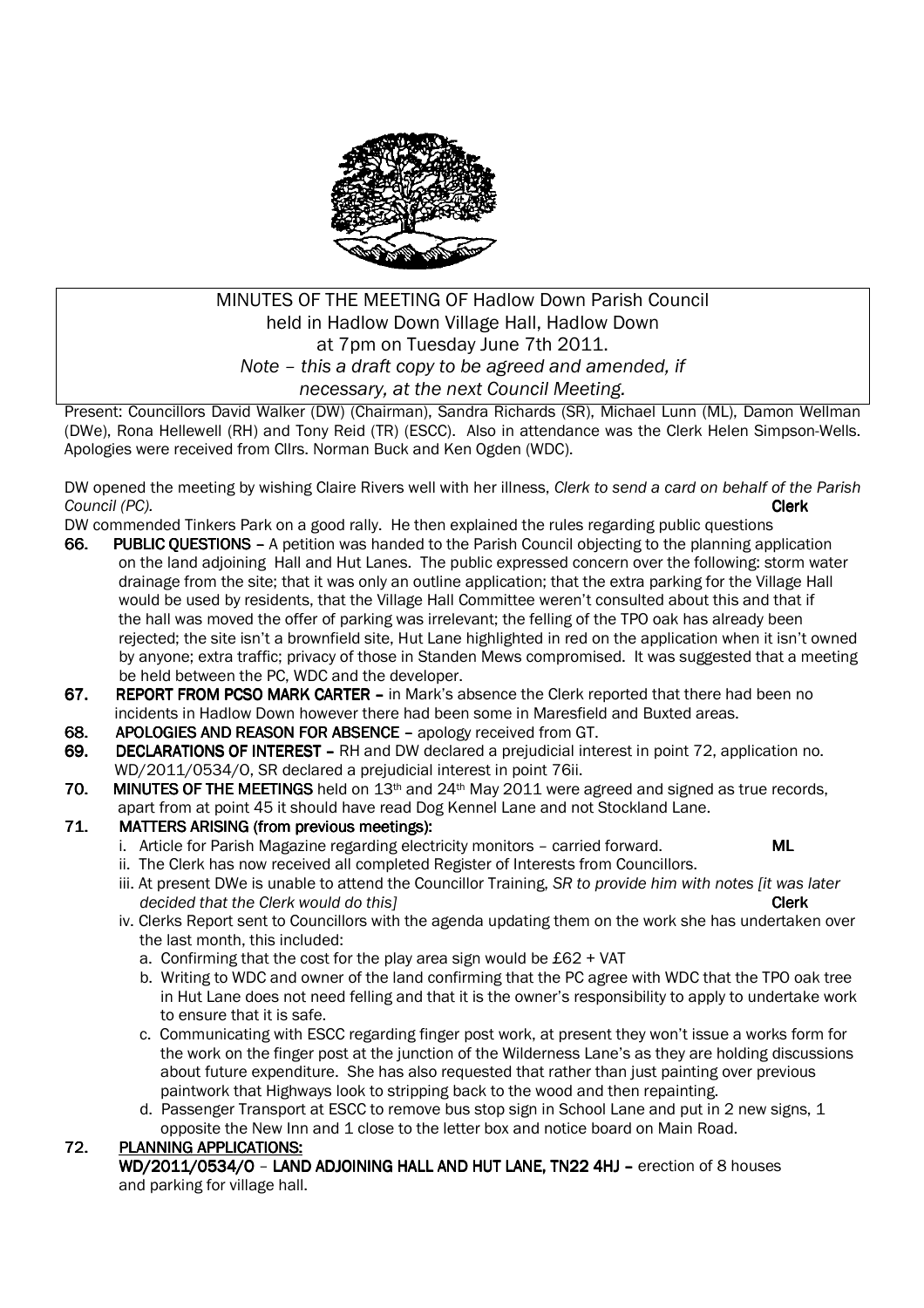MINUTES OF THE MEETING OF Hadlow Down Parish Council
held in Hadlow Down Village Hall, Hadlow Down
at 7pm on Tuesday June 7th 2011.
*Note – this a draft copy to be agreed and amended, if necessary, at the next Council Meeting.*

Present: Councillors David Walker (DW) (Chairman), Sandra Richards (SR), Michael Lunn (ML), Damon Wellman (DWe), Rona Hellewell (RH) and Tony Reid (TR) (ESCC). Also in attendance was the Clerk Helen Simpson-Wells. Apologies were received from Cllrs. Norman Buck and Ken Ogden (WDC).

DW opened the meeting by wishing Claire Rivers well with her illness, *Clerk to send a card on behalf of the Parish Council (PC).* **Clerk**

DW commended Tinkers Park on a good rally. He then explained the rules regarding public questions

**66. PUBLIC QUESTIONS –** A petition was handed to the Parish Council objecting to the planning application on the land adjoining Hall and Hut Lanes. The public expressed concern over the following: storm water drainage from the site; that it was only an outline application; that the extra parking for the Village Hall would be used by residents, that the Village Hall Committee weren't consulted about this and that if the hall was moved the offer of parking was irrelevant; the felling of the TPO oak has already been rejected; the site isn't a brownfield site, Hut Lane highlighted in red on the application when it isn't owned by anyone; extra traffic; privacy of those in Standen Mews compromised. It was suggested that a meeting be held between the PC, WDC and the developer.

**67. REPORT FROM PCSO MARK CARTER –** in Mark's absence the Clerk reported that there had been no incidents in Hadlow Down however there had been some in Maresfield and Buxted areas.

**68. APOLOGIES AND REASON FOR ABSENCE –** apology received from GT.

**69. DECLARATIONS OF INTEREST –** RH and DW declared a prejudicial interest in point 72, application no. WD/2011/0534/O, SR declared a prejudicial interest in point 76ii.

**70. MINUTES OF THE MEETINGS** held on 13th and 24th May 2011 were agreed and signed as true records, apart from at point 45 it should have read Dog Kennel Lane and not Stockland Lane.

**71. MATTERS ARISING (from previous meetings):**

i. Article for Parish Magazine regarding electricity monitors – carried forward. **ML**

ii. The Clerk has now received all completed Register of Interests from Councillors.

iii. At present DWe is unable to attend the Councillor Training, *SR to provide him with notes [it was later decided that the Clerk would do this]* **Clerk**

iv. Clerks Report sent to Councillors with the agenda updating them on the work she has undertaken over the last month, this included:

a. Confirming that the cost for the play area sign would be £62 + VAT

b. Writing to WDC and owner of the land confirming that the PC agree with WDC that the TPO oak tree in Hut Lane does not need felling and that it is the owner's responsibility to apply to undertake work to ensure that it is safe.

c. Communicating with ESCC regarding finger post work, at present they won't issue a works form for the work on the finger post at the junction of the Wilderness Lane's as they are holding discussions about future expenditure. She has also requested that rather than just painting over previous paintwork that Highways look to stripping back to the wood and then repainting.

d. Passenger Transport at ESCC to remove bus stop sign in School Lane and put in 2 new signs, 1 opposite the New Inn and 1 close to the letter box and notice board on Main Road.

**72. PLANNING APPLICATIONS:**

**WD/2011/0534/O – LAND ADJOINING HALL AND HUT LANE, TN22 4HJ –** erection of 8 houses and parking for village hall.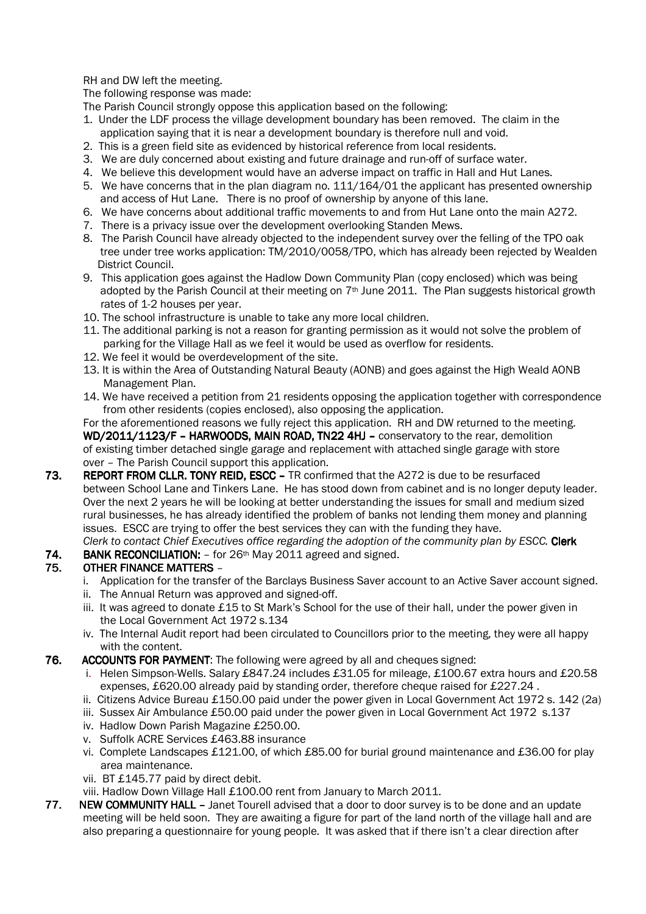RH and DW left the meeting.

The following response was made:

The Parish Council strongly oppose this application based on the following:

1. Under the LDF process the village development boundary has been removed. The claim in the application saying that it is near a development boundary is therefore null and void.
2. This is a green field site as evidenced by historical reference from local residents.
3. We are duly concerned about existing and future drainage and run-off of surface water.
4. We believe this development would have an adverse impact on traffic in Hall and Hut Lanes.
5. We have concerns that in the plan diagram no. 111/164/01 the applicant has presented ownership and access of Hut Lane. There is no proof of ownership by anyone of this lane.
6. We have concerns about additional traffic movements to and from Hut Lane onto the main A272.
7. There is a privacy issue over the development overlooking Standen Mews.
8. The Parish Council have already objected to the independent survey over the felling of the TPO oak tree under tree works application: TM/2010/0058/TPO, which has already been rejected by Wealden District Council.
9. This application goes against the Hadlow Down Community Plan (copy enclosed) which was being adopted by the Parish Council at their meeting on 7th June 2011. The Plan suggests historical growth rates of 1-2 houses per year.
10. The school infrastructure is unable to take any more local children.
11. The additional parking is not a reason for granting permission as it would not solve the problem of parking for the Village Hall as we feel it would be used as overflow for residents.
12. We feel it would be overdevelopment of the site.
13. It is within the Area of Outstanding Natural Beauty (AONB) and goes against the High Weald AONB Management Plan.
14. We have received a petition from 21 residents opposing the application together with correspondence from other residents (copies enclosed), also opposing the application.

For the aforementioned reasons we fully reject this application. RH and DW returned to the meeting.

**WD/2011/1123/F – HARWOODS, MAIN ROAD, TN22 4HJ –** conservatory to the rear, demolition of existing timber detached single garage and replacement with attached single garage with store over – The Parish Council support this application.

**73. REPORT FROM CLLR. TONY REID, ESCC –** TR confirmed that the A272 is due to be resurfaced between School Lane and Tinkers Lane. He has stood down from cabinet and is no longer deputy leader. Over the next 2 years he will be looking at better understanding the issues for small and medium sized rural businesses, he has already identified the problem of banks not lending them money and planning issues. ESCC are trying to offer the best services they can with the funding they have.

*Clerk to contact Chief Executives office regarding the adoption of the community plan by ESCC.* **Clerk**

**74. BANK RECONCILIATION:** – for 26th May 2011 agreed and signed.

**75. OTHER FINANCE MATTERS** –

i. Application for the transfer of the Barclays Business Saver account to an Active Saver account signed.
ii. The Annual Return was approved and signed-off.
iii. It was agreed to donate £15 to St Mark's School for the use of their hall, under the power given in the Local Government Act 1972 s.134
iv. The Internal Audit report had been circulated to Councillors prior to the meeting, they were all happy with the content.

**76. ACCOUNTS FOR PAYMENT**: The following were agreed by all and cheques signed:

i. Helen Simpson-Wells. Salary £847.24 includes £31.05 for mileage, £100.67 extra hours and £20.58 expenses, £620.00 already paid by standing order, therefore cheque raised for £227.24 .
ii. Citizens Advice Bureau £150.00 paid under the power given in Local Government Act 1972 s. 142 (2a)
iii. Sussex Air Ambulance £50.00 paid under the power given in Local Government Act 1972 s.137
iv. Hadlow Down Parish Magazine £250.00.
v. Suffolk ACRE Services £463.88 insurance
vi. Complete Landscapes £121.00, of which £85.00 for burial ground maintenance and £36.00 for play area maintenance.
vii. BT £145.77 paid by direct debit.
viii. Hadlow Down Village Hall £100.00 rent from January to March 2011.

**77. NEW COMMUNITY HALL –** Janet Tourell advised that a door to door survey is to be done and an update meeting will be held soon. They are awaiting a figure for part of the land north of the village hall and are also preparing a questionnaire for young people. It was asked that if there isn't a clear direction after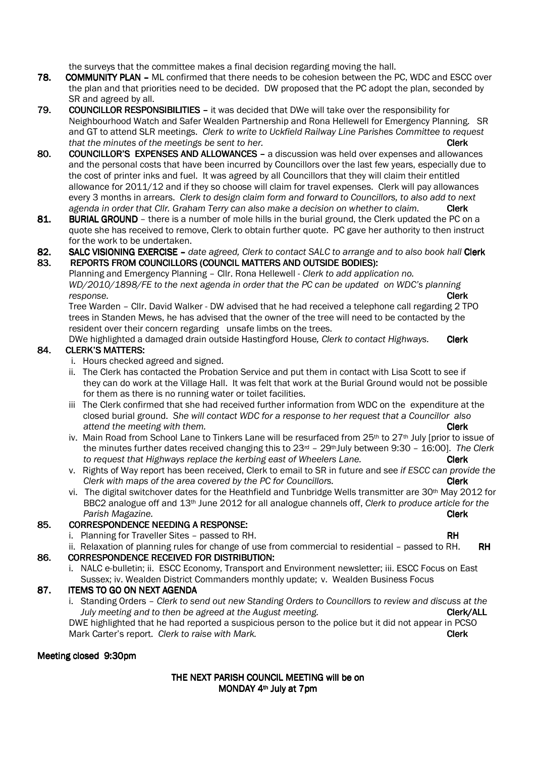the surveys that the committee makes a final decision regarding moving the hall.

**78. COMMUNITY PLAN** – ML confirmed that there needs to be cohesion between the PC, WDC and ESCC over the plan and that priorities need to be decided. DW proposed that the PC adopt the plan, seconded by SR and agreed by all.

**79. COUNCILLOR RESPONSIBILITIES** – it was decided that DWe will take over the responsibility for Neighbourhood Watch and Safer Wealden Partnership and Rona Hellewell for Emergency Planning. SR and GT to attend SLR meetings. *Clerk to write to Uckfield Railway Line Parishes Committee to request that the minutes of the meetings be sent to her.* **Clerk**

**80. COUNCILLOR'S EXPENSES AND ALLOWANCES** – a discussion was held over expenses and allowances and the personal costs that have been incurred by Councillors over the last few years, especially due to the cost of printer inks and fuel. It was agreed by all Councillors that they will claim their entitled allowance for 2011/12 and if they so choose will claim for travel expenses. Clerk will pay allowances every 3 months in arrears. *Clerk to design claim form and forward to Councillors, to also add to next agenda in order that Cllr. Graham Terry can also make a decision on whether to claim.* **Clerk**

**81. BURIAL GROUND** – there is a number of mole hills in the burial ground, the Clerk updated the PC on a quote she has received to remove, Clerk to obtain further quote. PC gave her authority to then instruct for the work to be undertaken.

**82. SALC VISIONING EXERCISE** – *date agreed, Clerk to contact SALC to arrange and to also book hall* **Clerk**

**83. REPORTS FROM COUNCILLORS (COUNCIL MATTERS AND OUTSIDE BODIES):**

Planning and Emergency Planning – Cllr. Rona Hellewell - *Clerk to add application no. WD/2010/1898/FE to the next agenda in order that the PC can be updated on WDC's planning response.* **Clerk**

Tree Warden – Cllr. David Walker - DW advised that he had received a telephone call regarding 2 TPO trees in Standen Mews, he has advised that the owner of the tree will need to be contacted by the resident over their concern regarding unsafe limbs on the trees.

DWe highlighted a damaged drain outside Hastingford House, *Clerk to contact Highways.* **Clerk**

**84. CLERK'S MATTERS:**

i. Hours checked agreed and signed.

ii. The Clerk has contacted the Probation Service and put them in contact with Lisa Scott to see if they can do work at the Village Hall. It was felt that work at the Burial Ground would not be possible for them as there is no running water or toilet facilities.

iii The Clerk confirmed that she had received further information from WDC on the expenditure at the closed burial ground. *She will contact WDC for a response to her request that a Councillor also attend the meeting with them.* **Clerk**

iv. Main Road from School Lane to Tinkers Lane will be resurfaced from 25th to 27th July [prior to issue of the minutes further dates received changing this to 23rd – 29th July between 9:30 – 16:00]. *The Clerk to request that Highways replace the kerbing east of Wheelers Lane.* **Clerk**

v. Rights of Way report has been received, Clerk to email to SR in future and see *if ESCC can provide the Clerk with maps of the area covered by the PC for Councillors.* **Clerk**

vi. The digital switchover dates for the Heathfield and Tunbridge Wells transmitter are 30th May 2012 for BBC2 analogue off and 13th June 2012 for all analogue channels off, *Clerk to produce article for the Parish Magazine.* **Clerk**

**85. CORRESPONDENCE NEEDING A RESPONSE:**

i. Planning for Traveller Sites – passed to RH. **RH**

ii. Relaxation of planning rules for change of use from commercial to residential – passed to RH. **RH**

**86. CORRESPONDENCE RECEIVED FOR DISTRIBUTION:**

i. NALC e-bulletin; ii. ESCC Economy, Transport and Environment newsletter; iii. ESCC Focus on East Sussex; iv. Wealden District Commanders monthly update; v. Wealden Business Focus

**87. ITEMS TO GO ON NEXT AGENDA**

i. Standing Orders – *Clerk to send out new Standing Orders to Councillors to review and discuss at the July meeting and to then be agreed at the August meeting.* **Clerk/ALL**

DWE highlighted that he had reported a suspicious person to the police but it did not appear in PCSO Mark Carter's report. *Clerk to raise with Mark.* **Clerk**

**Meeting closed 9:30pm**

**THE NEXT PARISH COUNCIL MEETING will be on MONDAY 4th July at 7pm**